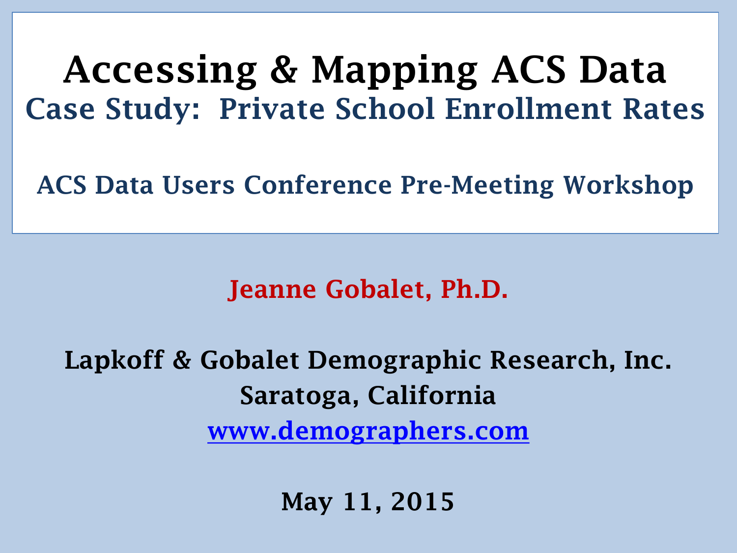# Accessing & Mapping ACS Data

## Case Study: Private School Enrollment Rates

### ACS Data Users Conference Pre-Meeting Workshop

**Jeanne Gobalet, Ph.D.**

**Lapkoff & Gobalet Demographic Research, Inc.**
**Saratoga, California**
**www.demographers.com**

**May 11, 2015**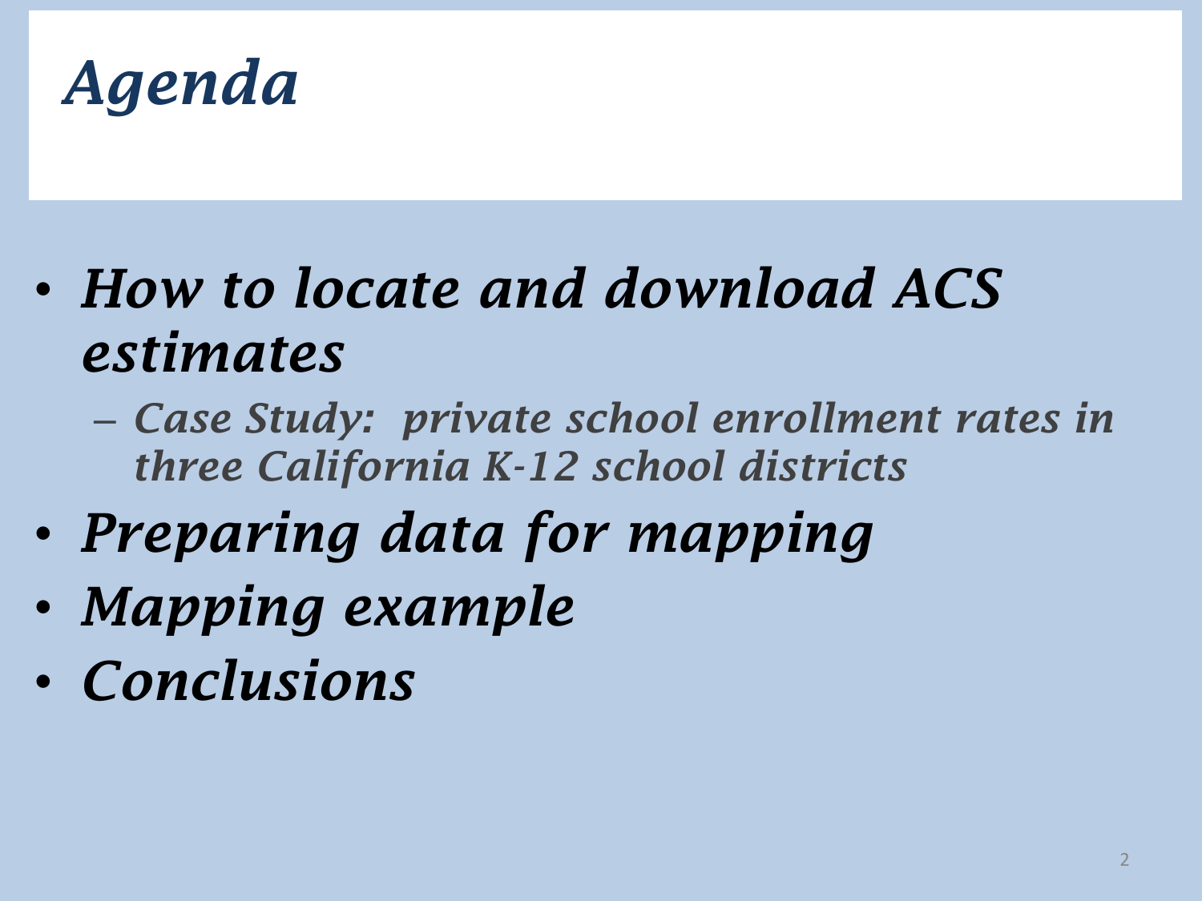# *Agenda*

- ***How to locate and download ACS estimates***
  - ***Case Study: private school enrollment rates in three California K-12 school districts***
- ***Preparing data for mapping***
- ***Mapping example***
- ***Conclusions***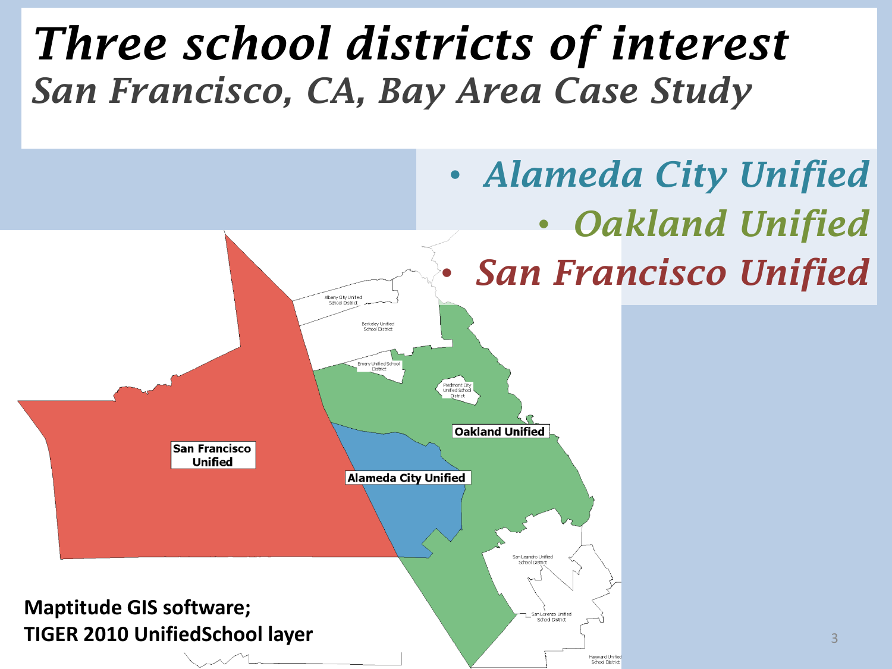# Three school districts of interest

## San Francisco, CA, Bay Area Case Study

- *Alameda City Unified*
- *Oakland Unified*
- *San Francisco Unified*

**Maptitude GIS software; TIGER 2010 UnifiedSchool layer**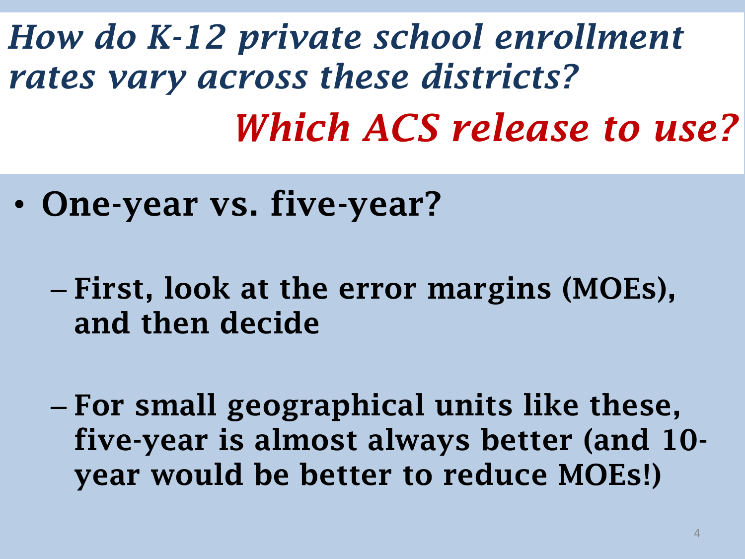# *How do K-12 private school enrollment rates vary across these districts?*

## *Which ACS release to use?*

- **One-year vs. five-year?**
  - **First, look at the error margins (MOEs), and then decide**
  - **For small geographical units like these, five-year is almost always better (and 10-year would be better to reduce MOEs!)**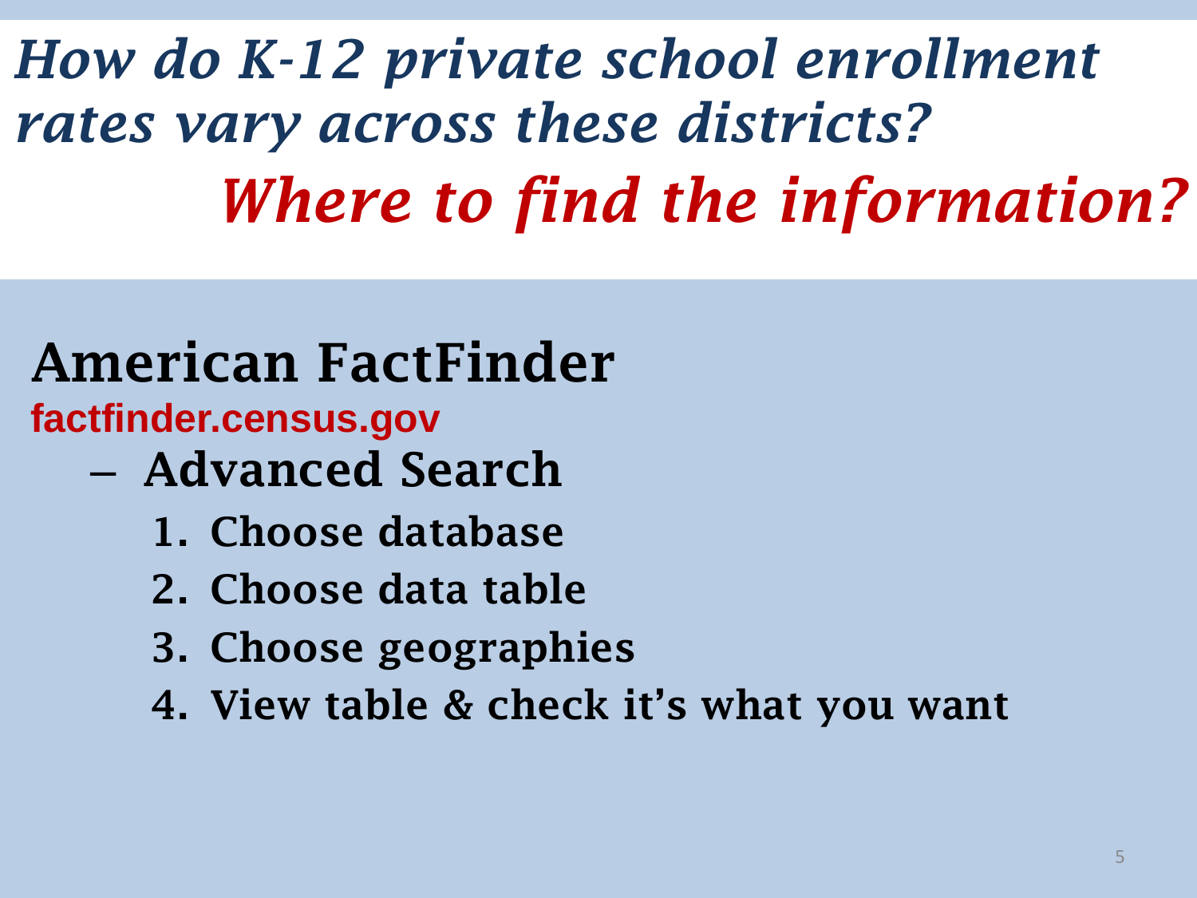# *How do K-12 private school enrollment rates vary across these districts?*

## *Where to find the information?*

## American FactFinder

**factfinder.census.gov**

- **Advanced Search**
  1. **Choose database**
  2. **Choose data table**
  3. **Choose geographies**
  4. **View table & check it's what you want**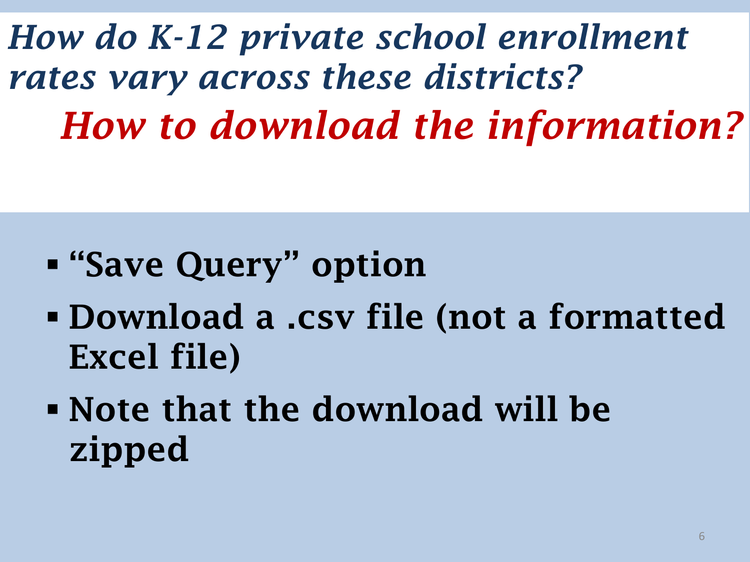# *How do K-12 private school enrollment rates vary across these districts?*

## *How to download the information?*

- **“Save Query” option**
- **Download a .csv file (not a formatted Excel file)**
- **Note that the download will be zipped**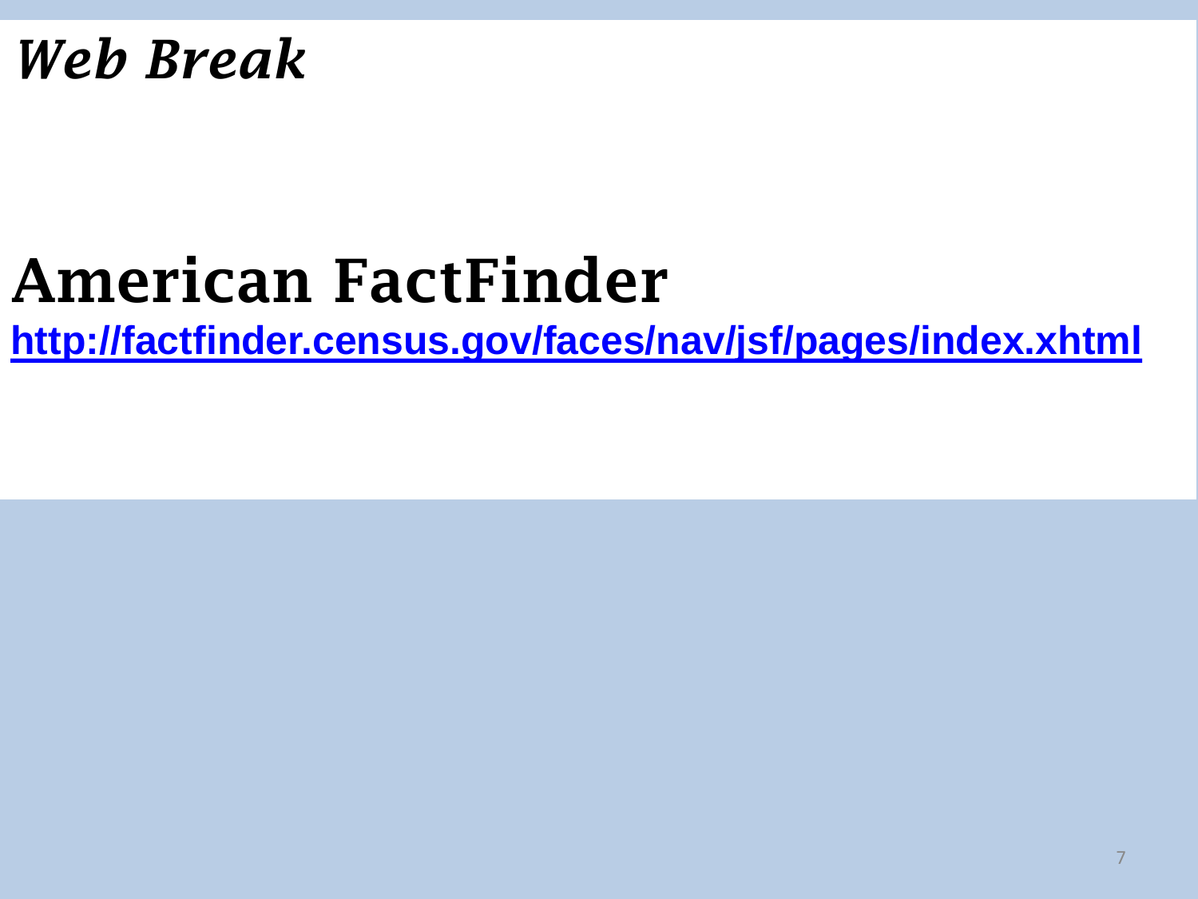# *Web Break*

## American FactFinder

[http://factfinder.census.gov/faces/nav/jsf/pages/index.xhtml](http://factfinder.census.gov/faces/nav/jsf/pages/index.xhtml)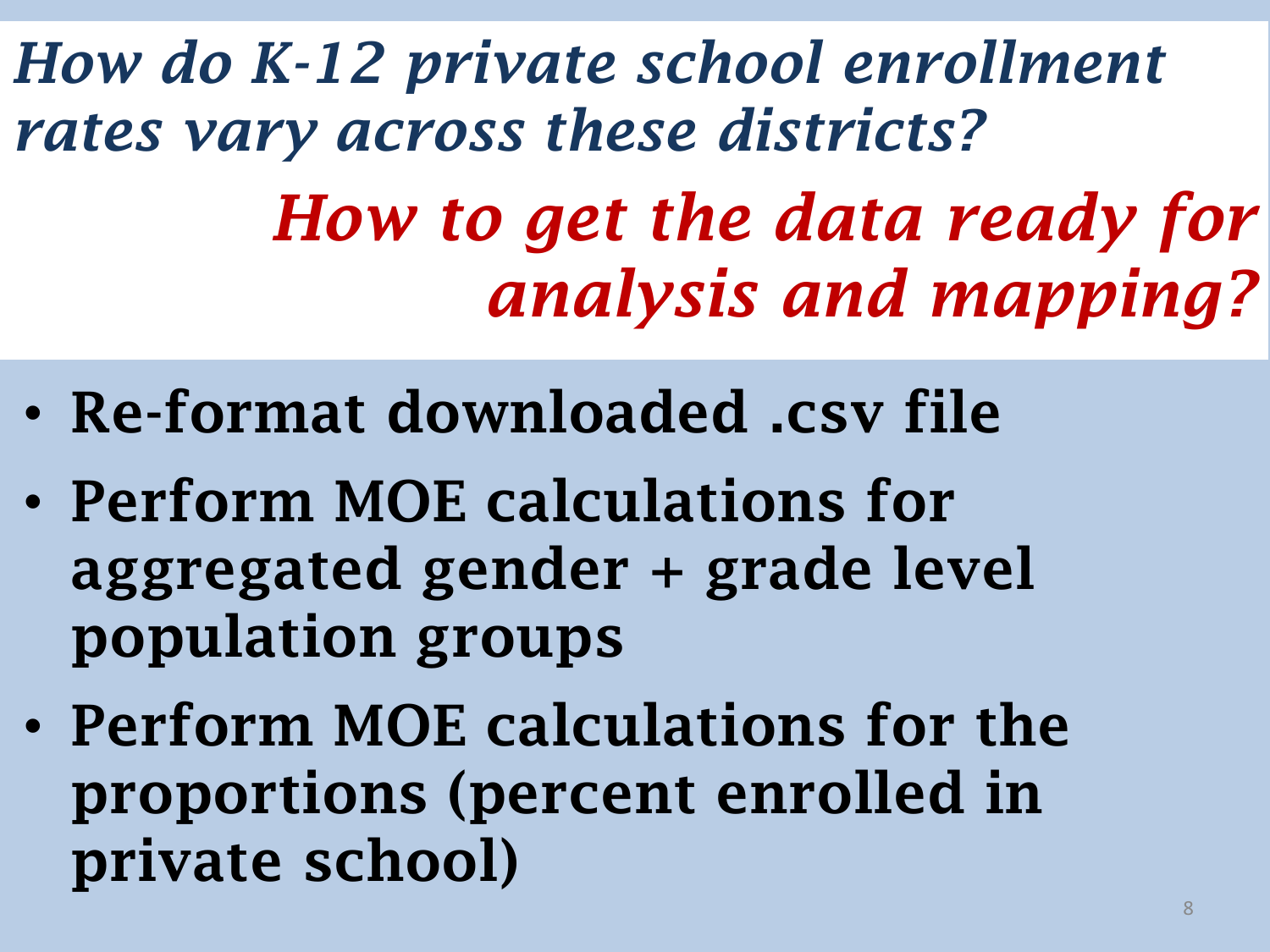## *How do K-12 private school enrollment rates vary across these districts?*

## *How to get the data ready for analysis and mapping?*

- **Re-format downloaded .csv file**
- **Perform MOE calculations for aggregated gender + grade level population groups**
- **Perform MOE calculations for the proportions (percent enrolled in private school)**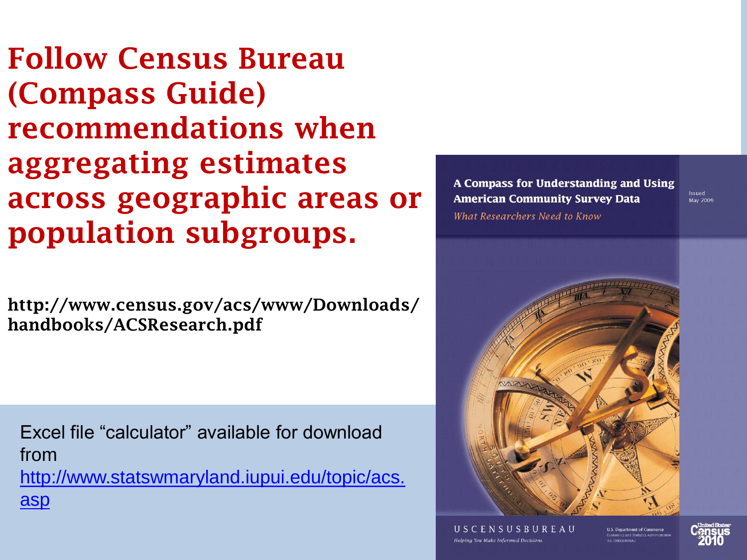# Follow Census Bureau (Compass Guide) recommendations when aggregating estimates across geographic areas or population subgroups.

**http://www.census.gov/acs/www/Downloads/handbooks/ACSResearch.pdf**

Excel file "calculator" available for download from [http://www.statswmaryland.iupui.edu/topic/acs.asp](http://www.statswmaryland.iupui.edu/topic/acs.asp)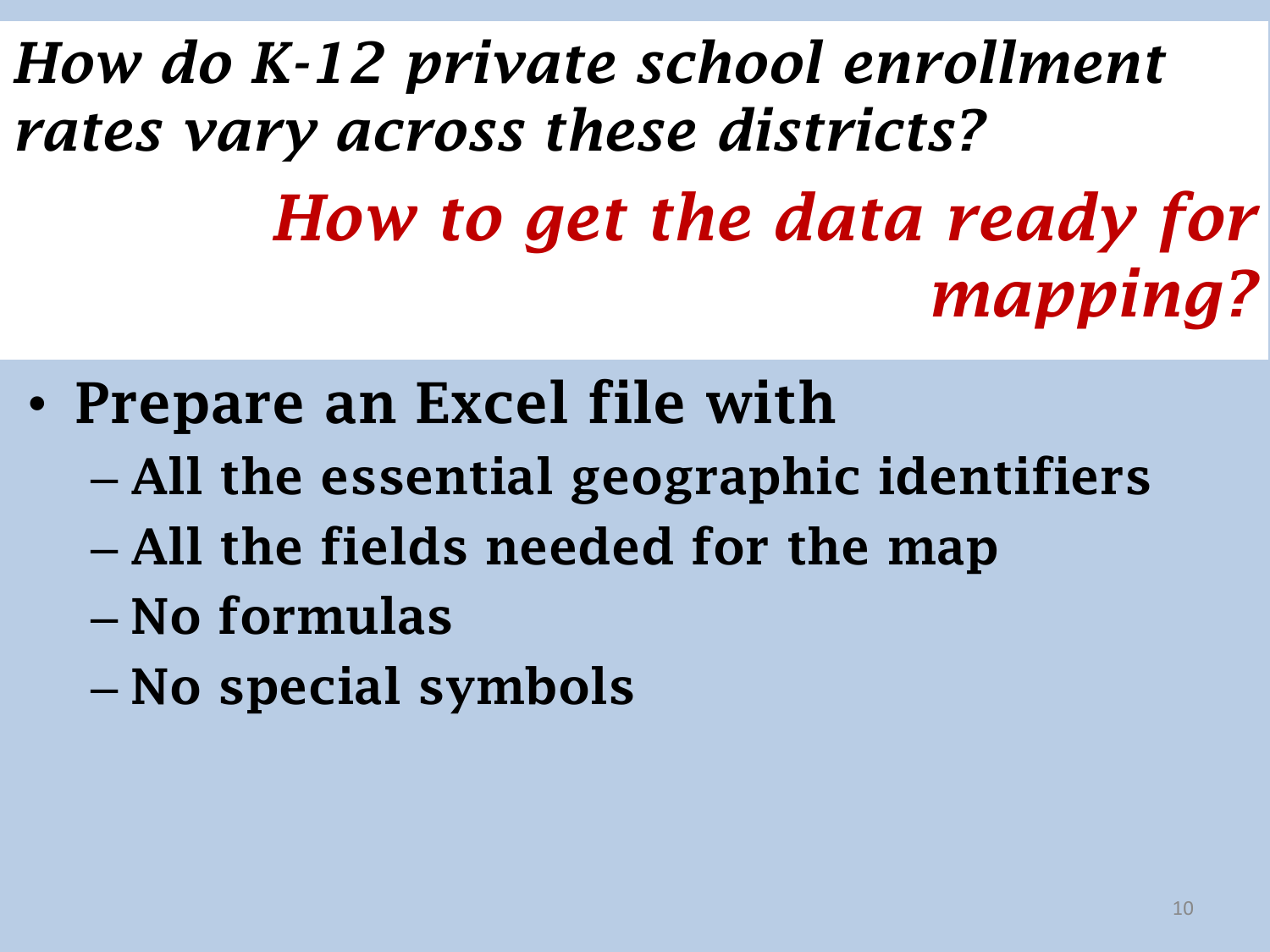# *How do K-12 private school enrollment rates vary across these districts?*

## *How to get the data ready for mapping?*

- **Prepare an Excel file with**
  - **All the essential geographic identifiers**
  - **All the fields needed for the map**
  - **No formulas**
  - **No special symbols**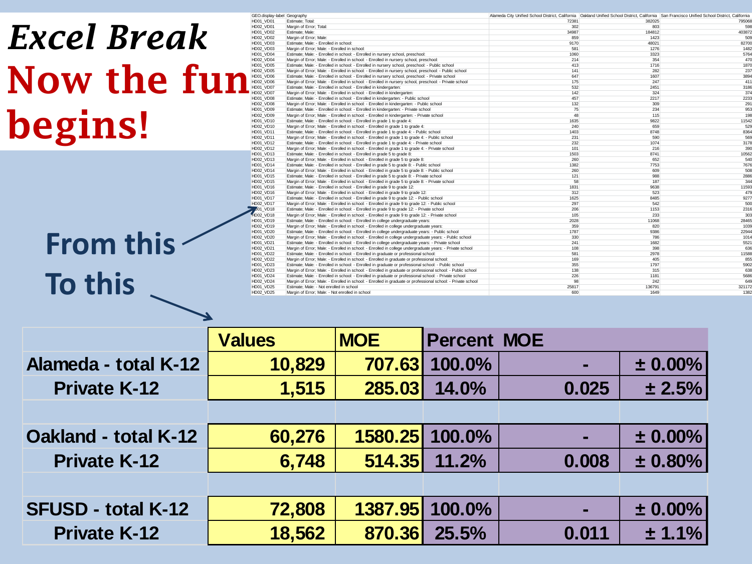# *Excel Break*

# Now the fun begins!

| GEO.display-label | Geography | Alameda City Unified School District, California | Oakland Unified School District, California | San Francisco Unified School District, California |
|---|---|---|---|---|
| HD01_VD01 | Estimate; Total: | 72381 | 382025 | 795068 |
| HD02_VD01 | Margin of Error; Total: | 302 | 803 | 598 |
| HD01_VD02 | Estimate; Male: | 34987 | 184812 | 403872 |
| HD02_VD02 | Margin of Error; Male: | 859 | 1423 | 509 |
| HD01_VD03 | Estimate; Male: - Enrolled in school: | 9170 | 48021 | 82700 |
| HD02_VD03 | Margin of Error; Male: - Enrolled in school: | 581 | 1276 | 1482 |
| HD01_VD04 | Estimate; Male: - Enrolled in school: - Enrolled in nursery school, preschool: | 1060 | 3323 | 5764 |
| HD02_VD04 | Margin of Error; Male: - Enrolled in school: - Enrolled in nursery school, preschool: | 214 | 354 | 470 |
| HD01_VD05 | Estimate; Male: - Enrolled in school: - Enrolled in nursery school, preschool: - Public school | 413 | 1716 | 1870 |
| HD02_VD05 | Margin of Error; Male: - Enrolled in school: - Enrolled in nursery school, preschool: - Public school | 141 | 282 | 237 |
| HD01_VD06 | Estimate; Male: - Enrolled in school: - Enrolled in nursery school, preschool: - Private school | 647 | 1607 | 3894 |
| HD02_VD06 | Margin of Error; Male: - Enrolled in school: - Enrolled in nursery school, preschool: - Private school | 175 | 247 | 411 |
| HD01_VD07 | Estimate; Male: - Enrolled in school: - Enrolled in kindergarten: | 532 | 2451 | 3186 |
| HD02_VD07 | Margin of Error; Male: - Enrolled in school: - Enrolled in kindergarten: | 142 | 324 | 374 |
| HD01_VD08 | Estimate; Male: - Enrolled in school: - Enrolled in kindergarten: - Public school | 457 | 2217 | 2233 |
| HD02_VD08 | Margin of Error; Male: - Enrolled in school: - Enrolled in kindergarten: - Public school | 132 | 309 | 291 |
| HD01_VD09 | Estimate; Male: - Enrolled in school: - Enrolled in kindergarten: - Private school | 75 | 234 | 953 |
| HD02_VD09 | Margin of Error; Male: - Enrolled in school: - Enrolled in kindergarten: - Private school | 48 | 115 | 198 |
| HD01_VD10 | Estimate; Male: - Enrolled in school: - Enrolled in grade 1 to grade 4: | 1635 | 9822 | 11542 |
| HD02_VD10 | Margin of Error; Male: - Enrolled in school: - Enrolled in grade 1 to grade 4: | 240 | 659 | 529 |
| HD01_VD11 | Estimate; Male: - Enrolled in school: - Enrolled in grade 1 to grade 4: - Public school | 1403 | 8748 | 8364 |
| HD02_VD11 | Margin of Error; Male: - Enrolled in school: - Enrolled in grade 1 to grade 4: - Public school | 231 | 590 | 569 |
| HD01_VD12 | Estimate; Male: - Enrolled in school: - Enrolled in grade 1 to grade 4: - Private school | 232 | 1074 | 3178 |
| HD02_VD12 | Margin of Error; Male: - Enrolled in school: - Enrolled in grade 1 to grade 4: - Private school | 101 | 216 | 390 |
| HD01_VD13 | Estimate; Male: - Enrolled in school: - Enrolled in grade 5 to grade 8: | 1503 | 8741 | 10562 |
| HD02_VD13 | Margin of Error; Male: - Enrolled in school: - Enrolled in grade 5 to grade 8: | 260 | 652 | 540 |
| HD01_VD14 | Estimate; Male: - Enrolled in school: - Enrolled in grade 5 to grade 8: - Public school | 1382 | 7753 | 7676 |
| HD02_VD14 | Margin of Error; Male: - Enrolled in school: - Enrolled in grade 5 to grade 8: - Public school | 260 | 609 | 508 |
| HD01_VD15 | Estimate; Male: - Enrolled in school: - Enrolled in grade 5 to grade 8: - Private school | 121 | 988 | 2886 |
| HD02_VD15 | Margin of Error; Male: - Enrolled in school: - Enrolled in grade 5 to grade 8: - Private school | 58 | 187 | 344 |
| HD01_VD16 | Estimate; Male: - Enrolled in school: - Enrolled in grade 9 to grade 12: | 1831 | 9638 | 11593 |
| HD02_VD16 | Margin of Error; Male: - Enrolled in school: - Enrolled in grade 9 to grade 12: | 312 | 523 | 479 |
| HD01_VD17 | Estimate; Male: - Enrolled in school: - Enrolled in grade 9 to grade 12: - Public school | 1625 | 8485 | 9277 |
| HD02_VD17 | Margin of Error; Male: - Enrolled in school: - Enrolled in grade 9 to grade 12: - Public school | 297 | 542 | 500 |
| HD01_VD18 | Estimate; Male: - Enrolled in school: - Enrolled in grade 9 to grade 12: - Private school | 206 | 1153 | 2316 |
| HD02_VD18 | Margin of Error; Male: - Enrolled in school: - Enrolled in grade 9 to grade 12: - Private school | 105 | 233 | 303 |
| HD01_VD19 | Estimate; Male: - Enrolled in school: - Enrolled in college undergraduate years: | 2028 | 11068 | 28465 |
| HD02_VD19 | Margin of Error; Male: - Enrolled in school: - Enrolled in college undergraduate years: | 359 | 820 | 1039 |
| HD01_VD20 | Estimate; Male: - Enrolled in school: - Enrolled in college undergraduate years: - Public school | 1787 | 9386 | 22944 |
| HD02_VD20 | Margin of Error; Male: - Enrolled in school: - Enrolled in college undergraduate years: - Public school | 330 | 786 | 1014 |
| HD01_VD21 | Estimate; Male: - Enrolled in school: - Enrolled in college undergraduate years: - Private school | 241 | 1682 | 5521 |
| HD02_VD21 | Margin of Error; Male: - Enrolled in school: - Enrolled in college undergraduate years: - Private school | 108 | 398 | 636 |
| HD01_VD22 | Estimate; Male: - Enrolled in school: - Enrolled in graduate or professional school: | 581 | 2978 | 11588 |
| HD02_VD22 | Margin of Error; Male: - Enrolled in school: - Enrolled in graduate or professional school: | 169 | 405 | 855 |
| HD01_VD23 | Estimate; Male: - Enrolled in school: - Enrolled in graduate or professional school: - Public school | 355 | 1797 | 5902 |
| HD02_VD23 | Margin of Error; Male: - Enrolled in school: - Enrolled in graduate or professional school: - Public school | 138 | 315 | 638 |
| HD01_VD24 | Estimate; Male: - Enrolled in school: - Enrolled in graduate or professional school: - Private school | 226 | 1181 | 5686 |
| HD02_VD24 | Margin of Error; Male: - Enrolled in school: - Enrolled in graduate or professional school: - Private school | 98 | 242 | 649 |
| HD01_VD25 | Estimate; Male: - Not enrolled in school | 25817 | 136791 | 321172 |
| HD02_VD25 | Margin of Error; Male: - Not enrolled in school | 600 | 1649 | 1382 |

**From this**

**To this**

| | Values | MOE | Percent | MOE | |
|---|---|---|---|---|---|
| **Alameda - total K-12** | 10,829 | 707.63 | 100.0% | - | ± 0.00% |
| **Private K-12** | 1,515 | 285.03 | 14.0% | 0.025 | ± 2.5% |
| | | | | | |
| **Oakland - total K-12** | 60,276 | 1580.25 | 100.0% | - | ± 0.00% |
| **Private K-12** | 6,748 | 514.35 | 11.2% | 0.008 | ± 0.80% |
| | | | | | |
| **SFUSD - total K-12** | 72,808 | 1387.95 | 100.0% | - | ± 0.00% |
| **Private K-12** | 18,562 | 870.36 | 25.5% | 0.011 | ± 1.1% |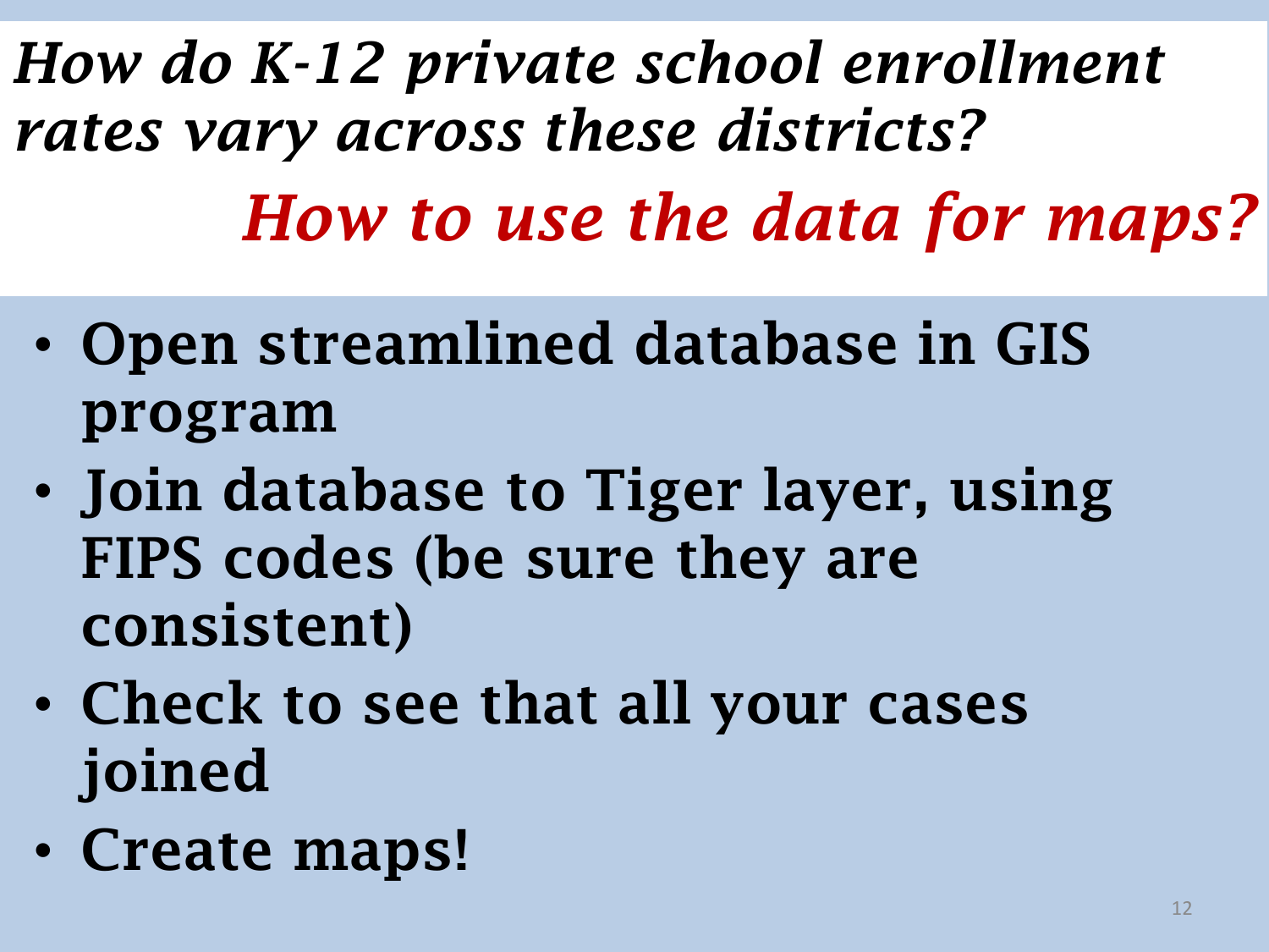# *How do K-12 private school enrollment rates vary across these districts?*

## *How to use the data for maps?*

- **Open streamlined database in GIS program**
- **Join database to Tiger layer, using FIPS codes (be sure they are consistent)**
- **Check to see that all your cases joined**
- **Create maps!**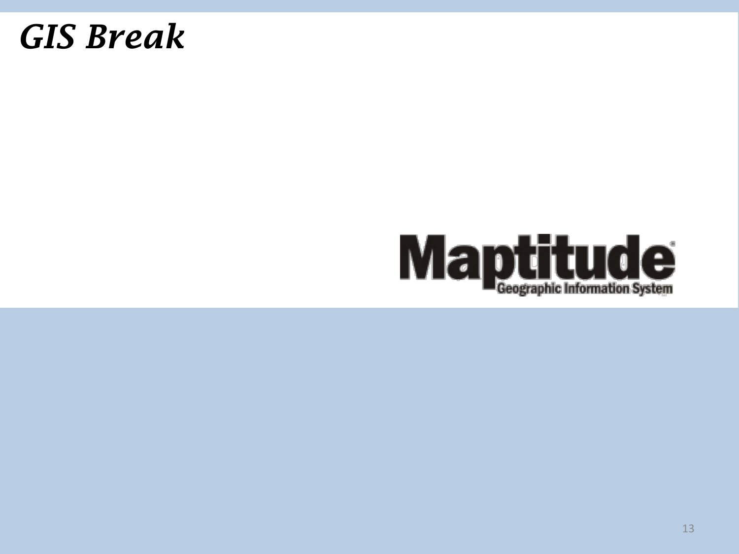# *GIS Break*

Maptitude
Geographic Information System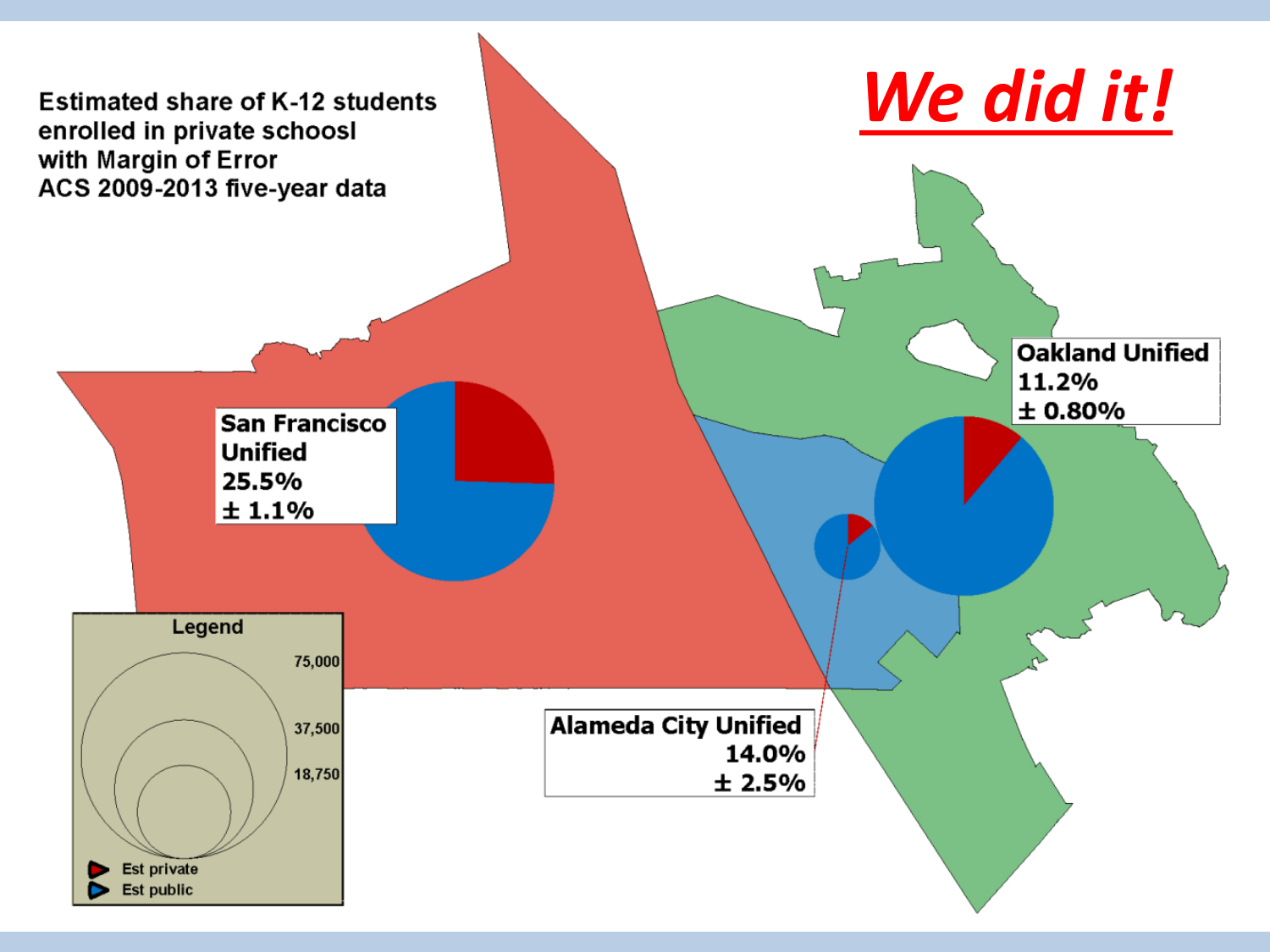Estimated share of K-12 students enrolled in private schoosl with Margin of Error
ACS 2009-2013 five-year data

***We did it!***

San Francisco Unified
25.5%
± 1.1%

Oakland Unified
11.2%
± 0.80%

Alameda City Unified
14.0%
± 2.5%

Legend

75,000
37,500
18,750

Est private
Est public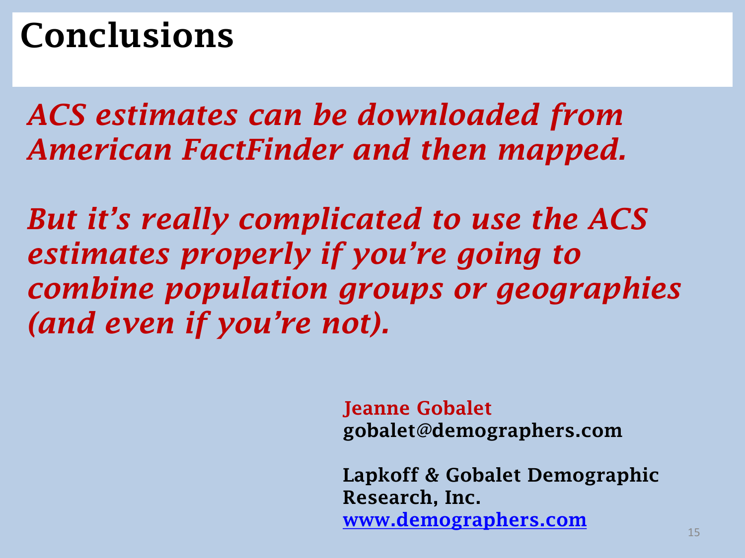# Conclusions

*ACS estimates can be downloaded from American FactFinder and then mapped.*

*But it's really complicated to use the ACS estimates properly if you're going to combine population groups or geographies (and even if you're not).*

**Jeanne Gobalet**
**gobalet@demographers.com**

**Lapkoff & Gobalet Demographic Research, Inc.**
**[www.demographers.com](http://www.demographers.com)**